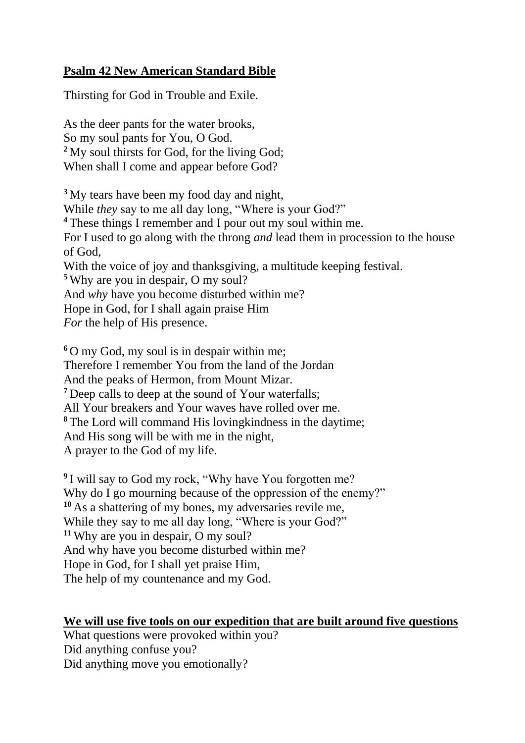**Psalm 42 New American Standard Bible**

Thirsting for God in Trouble and Exile.

As the deer pants for the water brooks,
So my soul pants for You, O God.
[2] My soul thirsts for God, for the living God;
When shall I come and appear before God?

[3] My tears have been my food day and night,
While *they* say to me all day long, "Where is your God?"
[4] These things I remember and I pour out my soul within me.
For I used to go along with the throng *and* lead them in procession to the house of God,
With the voice of joy and thanksgiving, a multitude keeping festival.
[5] Why are you in despair, O my soul?
And *why* have you become disturbed within me?
Hope in God, for I shall again praise Him
*For* the help of His presence.

[6] O my God, my soul is in despair within me;
Therefore I remember You from the land of the Jordan
And the peaks of Hermon, from Mount Mizar.
[7] Deep calls to deep at the sound of Your waterfalls;
All Your breakers and Your waves have rolled over me.
[8] The Lord will command His lovingkindness in the daytime;
And His song will be with me in the night,
A prayer to the God of my life.

[9] I will say to God my rock, "Why have You forgotten me?
Why do I go mourning because of the oppression of the enemy?"
[10] As a shattering of my bones, my adversaries revile me,
While they say to me all day long, "Where is your God?"
[11] Why are you in despair, O my soul?
And why have you become disturbed within me?
Hope in God, for I shall yet praise Him,
The help of my countenance and my God.

**We will use five tools on our expedition that are built around five questions**

What questions were provoked within you?
Did anything confuse you?
Did anything move you emotionally?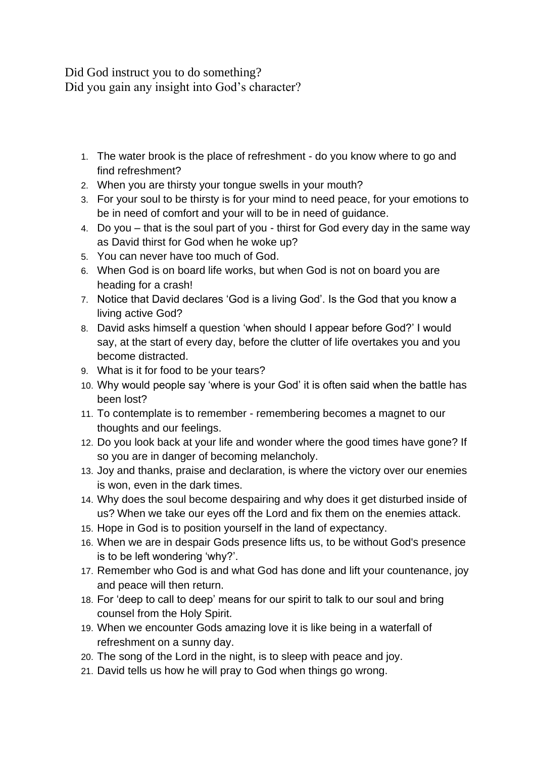Did God instruct you to do something?
Did you gain any insight into God's character?

1. The water brook is the place of refreshment - do you know where to go and find refreshment?
2. When you are thirsty your tongue swells in your mouth?
3. For your soul to be thirsty is for your mind to need peace, for your emotions to be in need of comfort and your will to be in need of guidance.
4. Do you – that is the soul part of you - thirst for God every day in the same way as David thirst for God when he woke up?
5. You can never have too much of God.
6. When God is on board life works, but when God is not on board you are heading for a crash!
7. Notice that David declares 'God is a living God'. Is the God that you know a living active God?
8. David asks himself a question 'when should I appear before God?' I would say, at the start of every day, before the clutter of life overtakes you and you become distracted.
9. What is it for food to be your tears?
10. Why would people say 'where is your God' it is often said when the battle has been lost?
11. To contemplate is to remember - remembering becomes a magnet to our thoughts and our feelings.
12. Do you look back at your life and wonder where the good times have gone? If so you are in danger of becoming melancholy.
13. Joy and thanks, praise and declaration, is where the victory over our enemies is won, even in the dark times.
14. Why does the soul become despairing and why does it get disturbed inside of us? When we take our eyes off the Lord and fix them on the enemies attack.
15. Hope in God is to position yourself in the land of expectancy.
16. When we are in despair Gods presence lifts us, to be without God's presence is to be left wondering 'why?'.
17. Remember who God is and what God has done and lift your countenance, joy and peace will then return.
18. For 'deep to call to deep' means for our spirit to talk to our soul and bring counsel from the Holy Spirit.
19. When we encounter Gods amazing love it is like being in a waterfall of refreshment on a sunny day.
20. The song of the Lord in the night, is to sleep with peace and joy.
21. David tells us how he will pray to God when things go wrong.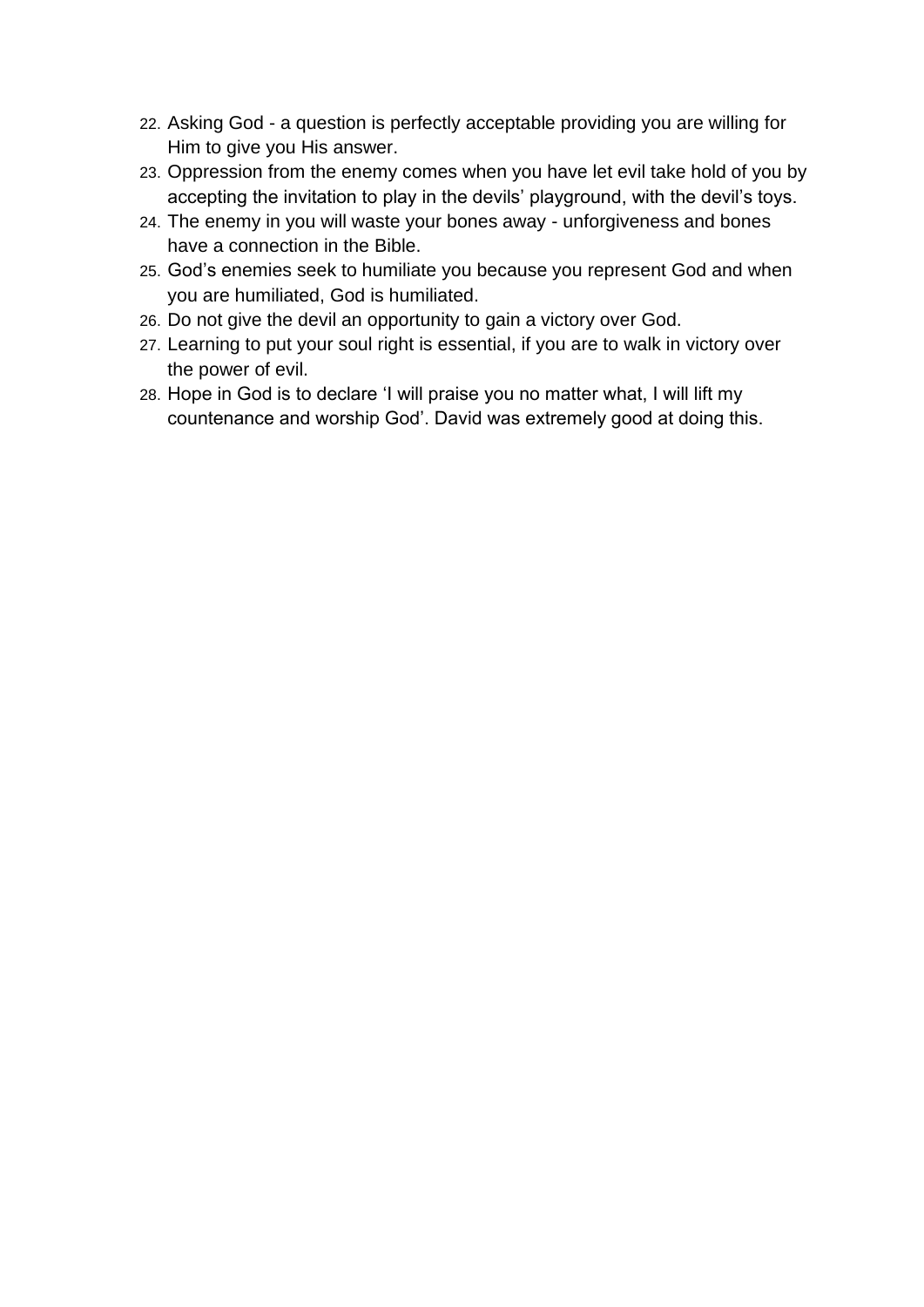22. Asking God - a question is perfectly acceptable providing you are willing for Him to give you His answer.
23. Oppression from the enemy comes when you have let evil take hold of you by accepting the invitation to play in the devils' playground, with the devil's toys.
24. The enemy in you will waste your bones away - unforgiveness and bones have a connection in the Bible.
25. God's enemies seek to humiliate you because you represent God and when you are humiliated, God is humiliated.
26. Do not give the devil an opportunity to gain a victory over God.
27. Learning to put your soul right is essential, if you are to walk in victory over the power of evil.
28. Hope in God is to declare 'I will praise you no matter what, I will lift my countenance and worship God'. David was extremely good at doing this.